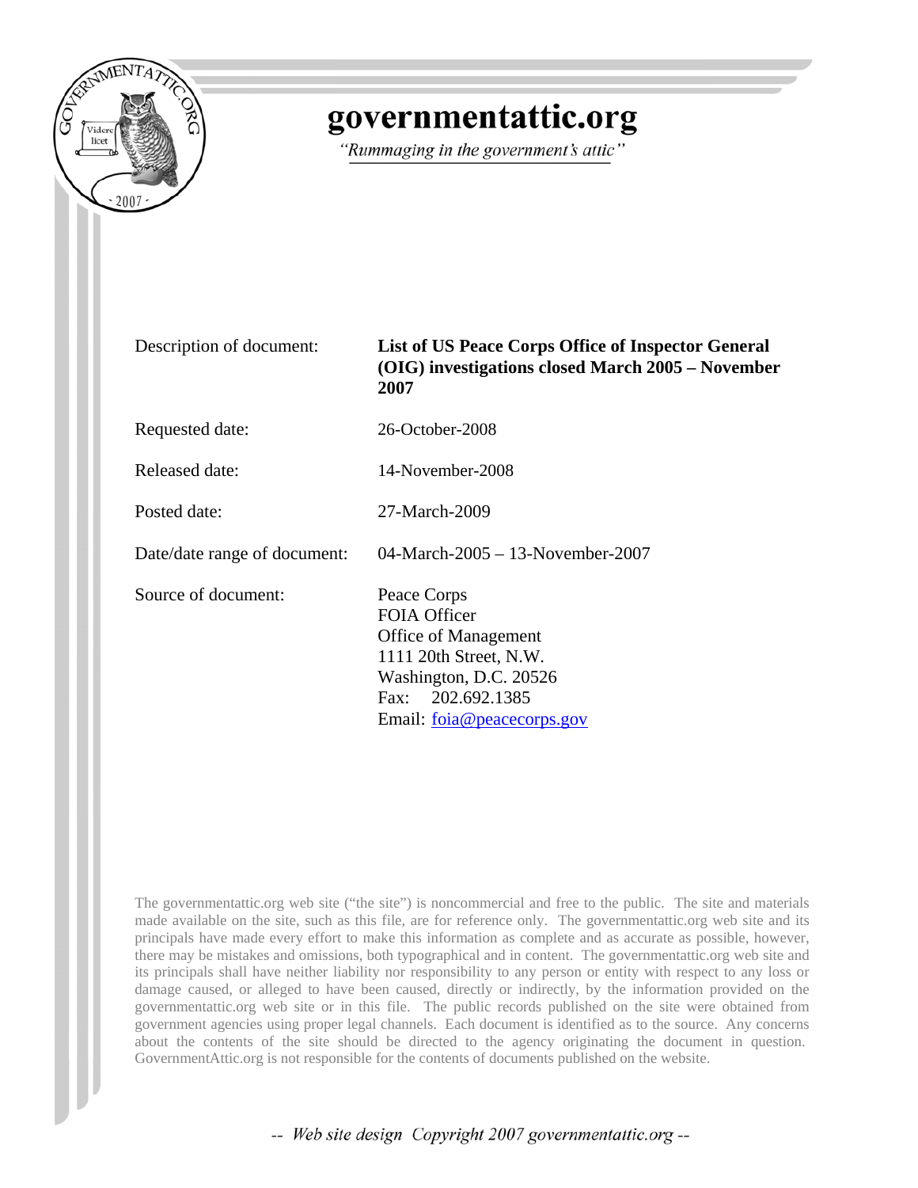# governmentattic.org

*"Rummaging in the government's attic"*

| | |
|---|---|
| Description of document: | **List of US Peace Corps Office of Inspector General (OIG) investigations closed March 2005 – November 2007** |
| Requested date: | 26-October-2008 |
| Released date: | 14-November-2008 |
| Posted date: | 27-March-2009 |
| Date/date range of document: | 04-March-2005 – 13-November-2007 |
| Source of document: | Peace Corps<br>FOIA Officer<br>Office of Management<br>1111 20th Street, N.W.<br>Washington, D.C. 20526<br>Fax: 202.692.1385<br>Email: foia@peacecorps.gov |

The governmentattic.org web site ("the site") is noncommercial and free to the public. The site and materials made available on the site, such as this file, are for reference only. The governmentattic.org web site and its principals have made every effort to make this information as complete and as accurate as possible, however, there may be mistakes and omissions, both typographical and in content. The governmentattic.org web site and its principals shall have neither liability nor responsibility to any person or entity with respect to any loss or damage caused, or alleged to have been caused, directly or indirectly, by the information provided on the governmentattic.org web site or in this file. The public records published on the site were obtained from government agencies using proper legal channels. Each document is identified as to the source. Any concerns about the contents of the site should be directed to the agency originating the document in question. GovernmentAttic.org is not responsible for the contents of documents published on the website.

*-- Web site design Copyright 2007 governmentattic.org --*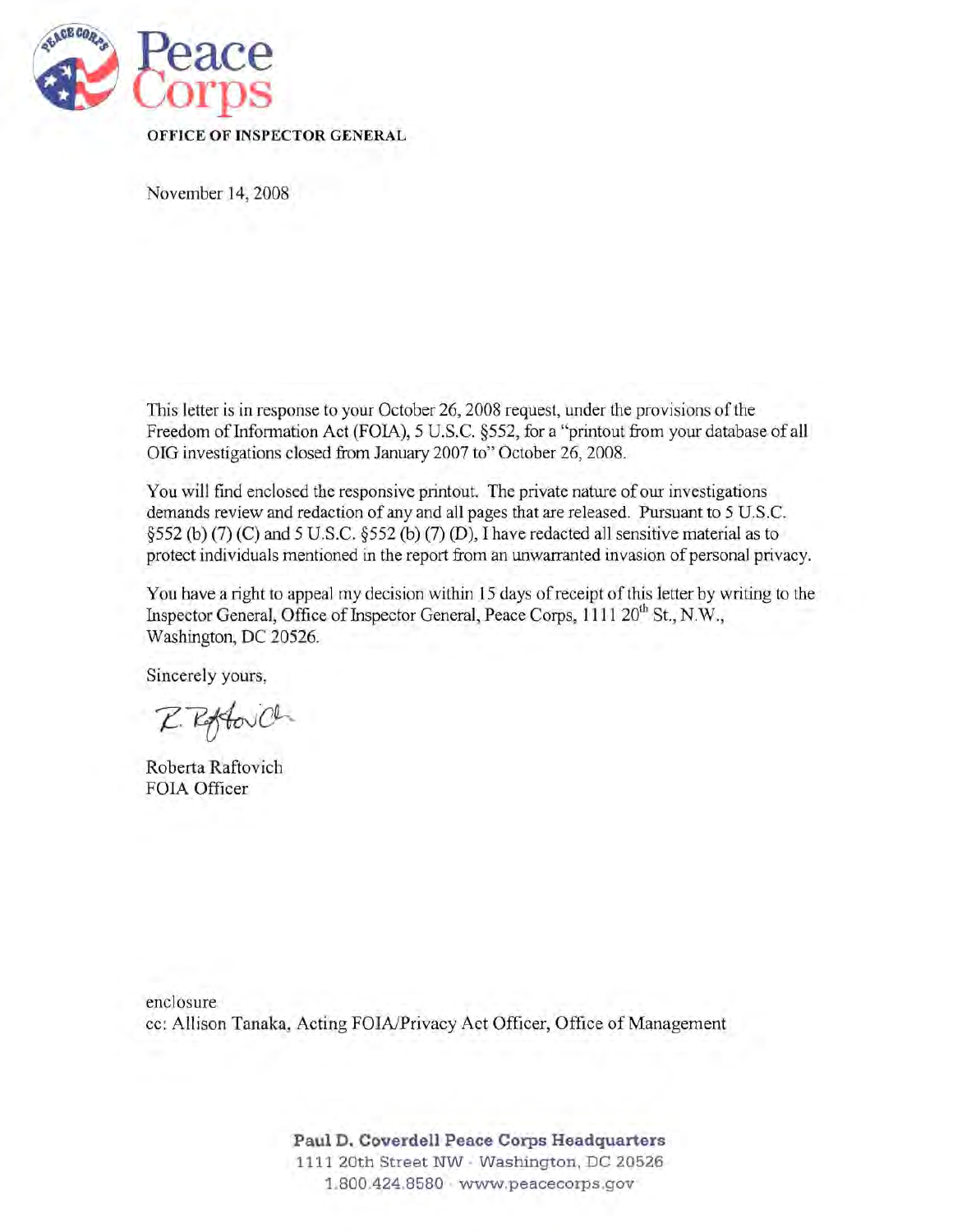Peace Corps

**OFFICE OF INSPECTOR GENERAL**

November 14, 2008

This letter is in response to your October 26, 2008 request, under the provisions of the Freedom of Information Act (FOIA), 5 U.S.C. §552, for a "printout from your database of all OIG investigations closed from January 2007 to" October 26, 2008.

You will find enclosed the responsive printout. The private nature of our investigations demands review and redaction of any and all pages that are released. Pursuant to 5 U.S.C. §552 (b) (7) (C) and 5 U.S.C. §552 (b) (7) (D), I have redacted all sensitive material as to protect individuals mentioned in the report from an unwarranted invasion of personal privacy.

You have a right to appeal my decision within 15 days of receipt of this letter by writing to the Inspector General, Office of Inspector General, Peace Corps, 1111 20th St., N.W., Washington, DC 20526.

Sincerely yours,

R. Raftovich

Roberta Raftovich
FOIA Officer

enclosure
cc: Allison Tanaka, Acting FOIA/Privacy Act Officer, Office of Management

**Paul D. Coverdell Peace Corps Headquarters**
1111 20th Street NW · Washington, DC 20526
1.800.424.8580 · www.peacecorps.gov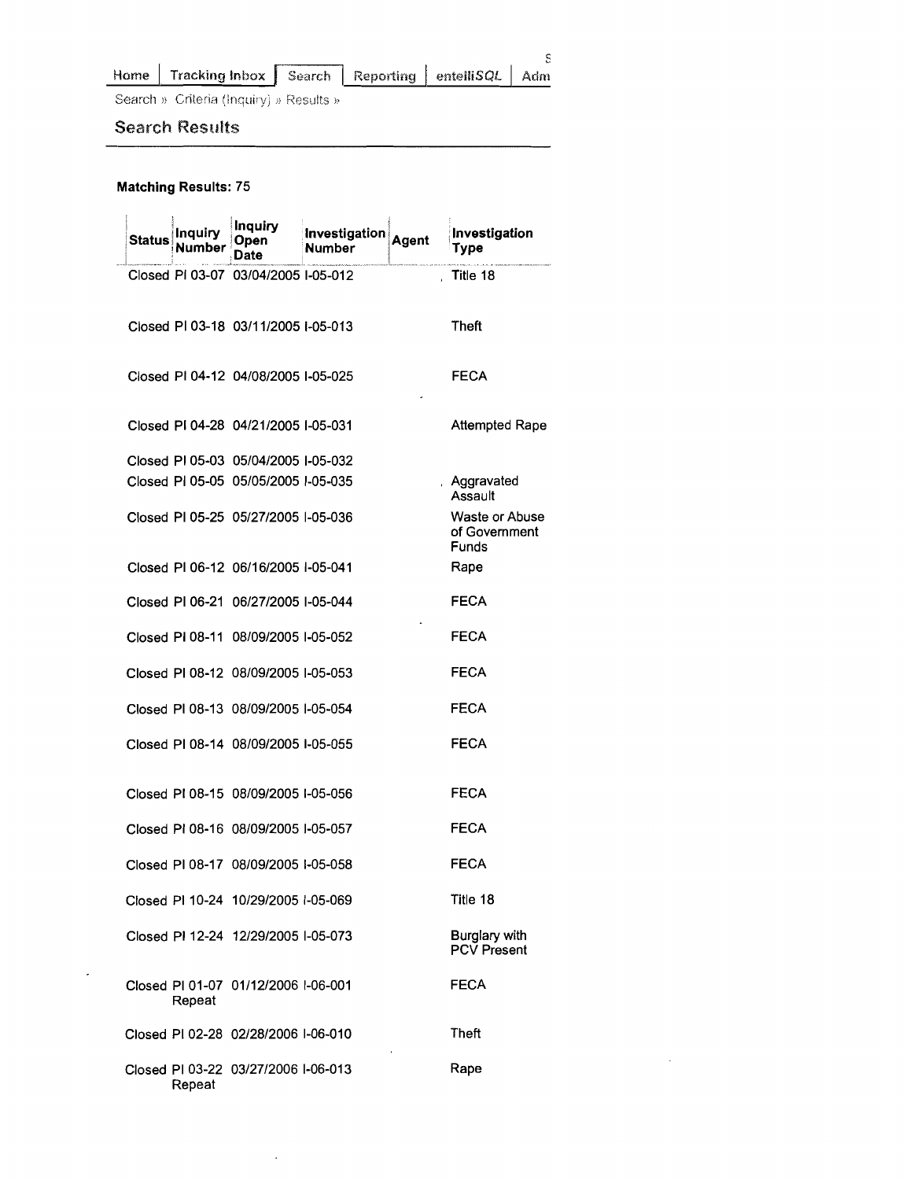Home | Tracking Inbox | Search | Reporting | entelliSQL | Adm

Search » Criteria (Inquiry) » Results »

## Search Results

**Matching Results:** 75

| Status | Inquiry Number | Inquiry Open Date | Investigation Number | Agent | Investigation Type |
|---|---|---|---|---|---|
| Closed | PI 03-07 | 03/04/2005 | I-05-012 | | Title 18 |
| Closed | PI 03-18 | 03/11/2005 | I-05-013 | | Theft |
| Closed | PI 04-12 | 04/08/2005 | I-05-025 | | FECA |
| Closed | PI 04-28 | 04/21/2005 | I-05-031 | | Attempted Rape |
| Closed | PI 05-03 | 05/04/2005 | I-05-032 | | |
| Closed | PI 05-05 | 05/05/2005 | I-05-035 | | Aggravated Assault |
| Closed | PI 05-25 | 05/27/2005 | I-05-036 | | Waste or Abuse of Government Funds |
| Closed | PI 06-12 | 06/16/2005 | I-05-041 | | Rape |
| Closed | PI 06-21 | 06/27/2005 | I-05-044 | | FECA |
| Closed | PI 08-11 | 08/09/2005 | I-05-052 | | FECA |
| Closed | PI 08-12 | 08/09/2005 | I-05-053 | | FECA |
| Closed | PI 08-13 | 08/09/2005 | I-05-054 | | FECA |
| Closed | PI 08-14 | 08/09/2005 | I-05-055 | | FECA |
| Closed | PI 08-15 | 08/09/2005 | I-05-056 | | FECA |
| Closed | PI 08-16 | 08/09/2005 | I-05-057 | | FECA |
| Closed | PI 08-17 | 08/09/2005 | I-05-058 | | FECA |
| Closed | PI 10-24 | 10/29/2005 | I-05-069 | | Title 18 |
| Closed | PI 12-24 | 12/29/2005 | I-05-073 | | Burglary with PCV Present |
| Closed | PI 01-07 Repeat | 01/12/2006 | I-06-001 | | FECA |
| Closed | PI 02-28 | 02/28/2006 | I-06-010 | | Theft |
| Closed | PI 03-22 Repeat | 03/27/2006 | I-06-013 | | Rape |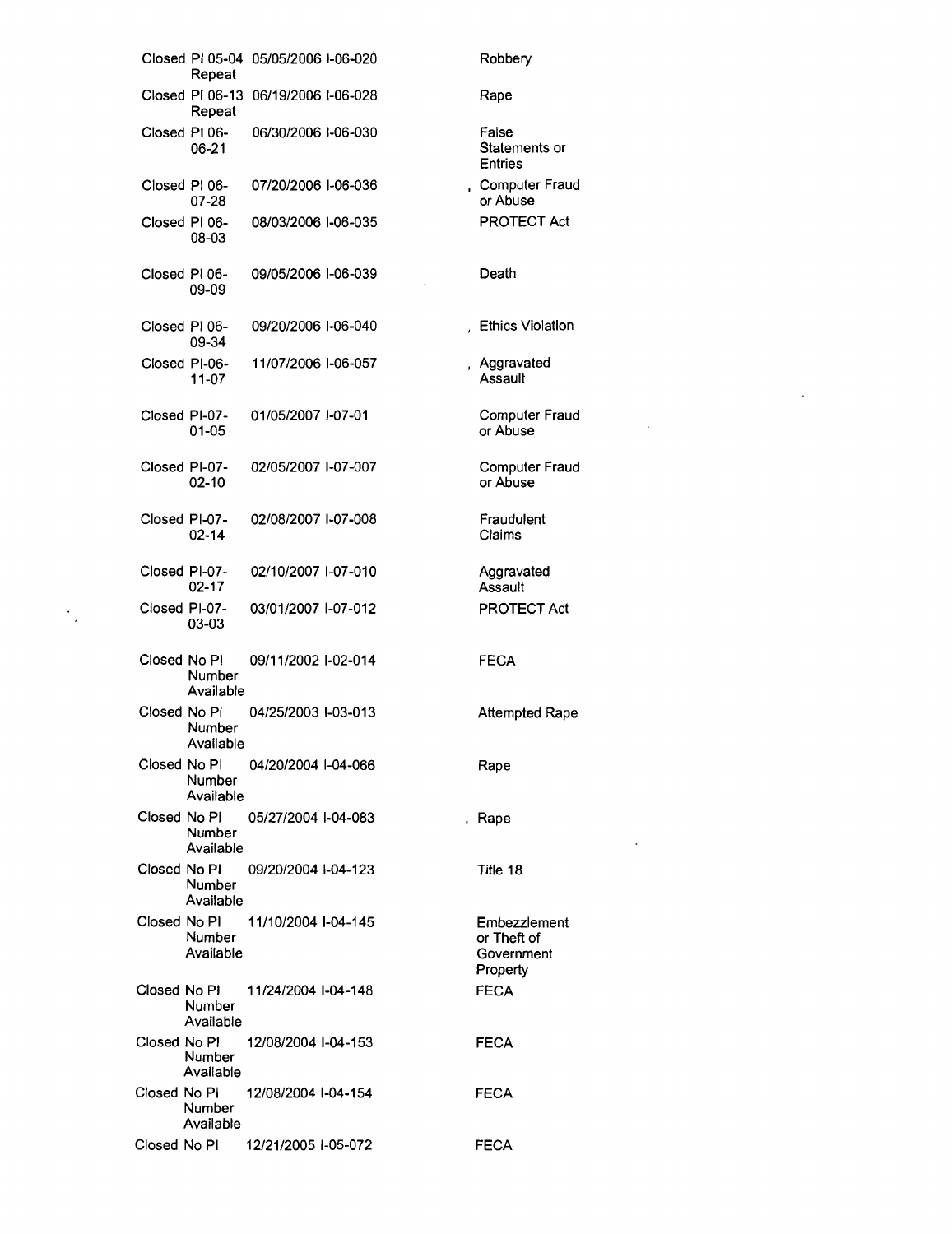| | | | | |
|---|---|---|---|---|
| Closed | PI 05-04 Repeat | 05/05/2006 | I-06-020 | Robbery |
| Closed | PI 06-13 Repeat | 06/19/2006 | I-06-028 | Rape |
| Closed | PI 06-06-21 | 06/30/2006 | I-06-030 | False Statements or Entries |
| Closed | PI 06-07-28 | 07/20/2006 | I-06-036 | Computer Fraud or Abuse |
| Closed | PI 06-08-03 | 08/03/2006 | I-06-035 | PROTECT Act |
| Closed | PI 06-09-09 | 09/05/2006 | I-06-039 | Death |
| Closed | PI 06-09-34 | 09/20/2006 | I-06-040 | Ethics Violation |
| Closed | PI-06-11-07 | 11/07/2006 | I-06-057 | Aggravated Assault |
| Closed | PI-07-01-05 | 01/05/2007 | I-07-01 | Computer Fraud or Abuse |
| Closed | PI-07-02-10 | 02/05/2007 | I-07-007 | Computer Fraud or Abuse |
| Closed | PI-07-02-14 | 02/08/2007 | I-07-008 | Fraudulent Claims |
| Closed | PI-07-02-17 | 02/10/2007 | I-07-010 | Aggravated Assault |
| Closed | PI-07-03-03 | 03/01/2007 | I-07-012 | PROTECT Act |
| Closed | No PI Number Available | 09/11/2002 | I-02-014 | FECA |
| Closed | No PI Number Available | 04/25/2003 | I-03-013 | Attempted Rape |
| Closed | No PI Number Available | 04/20/2004 | I-04-066 | Rape |
| Closed | No PI Number Available | 05/27/2004 | I-04-083 | Rape |
| Closed | No PI Number Available | 09/20/2004 | I-04-123 | Title 18 |
| Closed | No PI Number Available | 11/10/2004 | I-04-145 | Embezzlement or Theft of Government Property |
| Closed | No PI Number Available | 11/24/2004 | I-04-148 | FECA |
| Closed | No PI Number Available | 12/08/2004 | I-04-153 | FECA |
| Closed | No PI Number Available | 12/08/2004 | I-04-154 | FECA |
| Closed | No PI | 12/21/2005 | I-05-072 | FECA |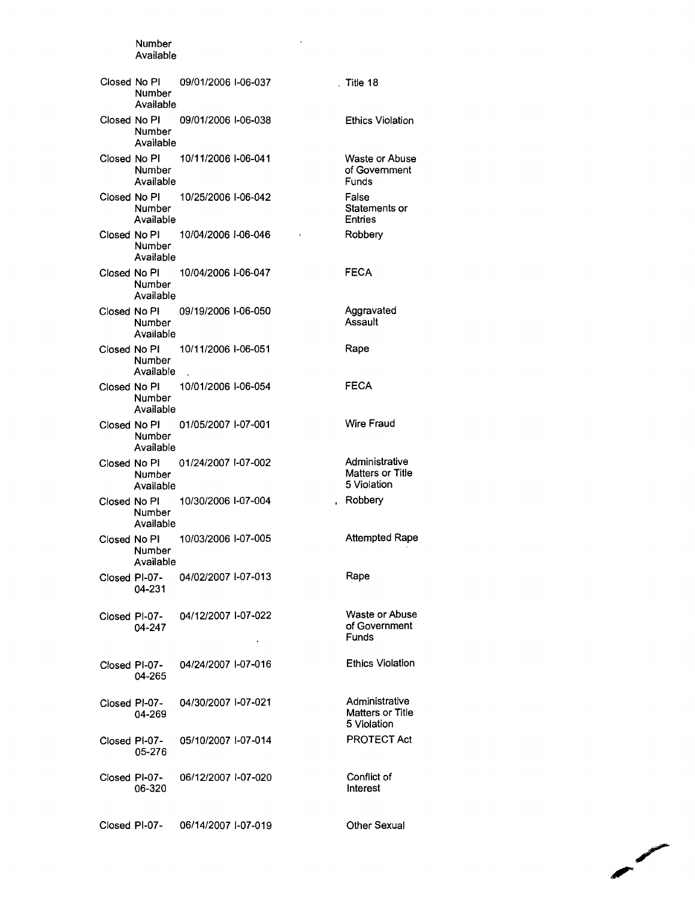| | Number Available | | | |
|---|---|---|---|---|
| Closed | No PI Number Available | 09/01/2006 | I-06-037 | Title 18 |
| Closed | No PI Number Available | 09/01/2006 | I-06-038 | Ethics Violation |
| Closed | No PI Number Available | 10/11/2006 | I-06-041 | Waste or Abuse of Government Funds |
| Closed | No PI Number Available | 10/25/2006 | I-06-042 | False Statements or Entries |
| Closed | No PI Number Available | 10/04/2006 | I-06-046 | Robbery |
| Closed | No PI Number Available | 10/04/2006 | I-06-047 | FECA |
| Closed | No PI Number Available | 09/19/2006 | I-06-050 | Aggravated Assault |
| Closed | No PI Number Available | 10/11/2006 | I-06-051 | Rape |
| Closed | No PI Number Available | 10/01/2006 | I-06-054 | FECA |
| Closed | No PI Number Available | 01/05/2007 | I-07-001 | Wire Fraud |
| Closed | No PI Number Available | 01/24/2007 | I-07-002 | Administrative Matters or Title 5 Violation |
| Closed | No PI Number Available | 10/30/2006 | I-07-004 | Robbery |
| Closed | No PI Number Available | 10/03/2006 | I-07-005 | Attempted Rape |
| Closed | PI-07-04-231 | 04/02/2007 | I-07-013 | Rape |
| Closed | PI-07-04-247 | 04/12/2007 | I-07-022 | Waste or Abuse of Government Funds |
| Closed | PI-07-04-265 | 04/24/2007 | I-07-016 | Ethics Violation |
| Closed | PI-07-04-269 | 04/30/2007 | I-07-021 | Administrative Matters or Title 5 Violation |
| Closed | PI-07-05-276 | 05/10/2007 | I-07-014 | PROTECT Act |
| Closed | PI-07-06-320 | 06/12/2007 | I-07-020 | Conflict of Interest |
| Closed | PI-07- | 06/14/2007 | I-07-019 | Other Sexual |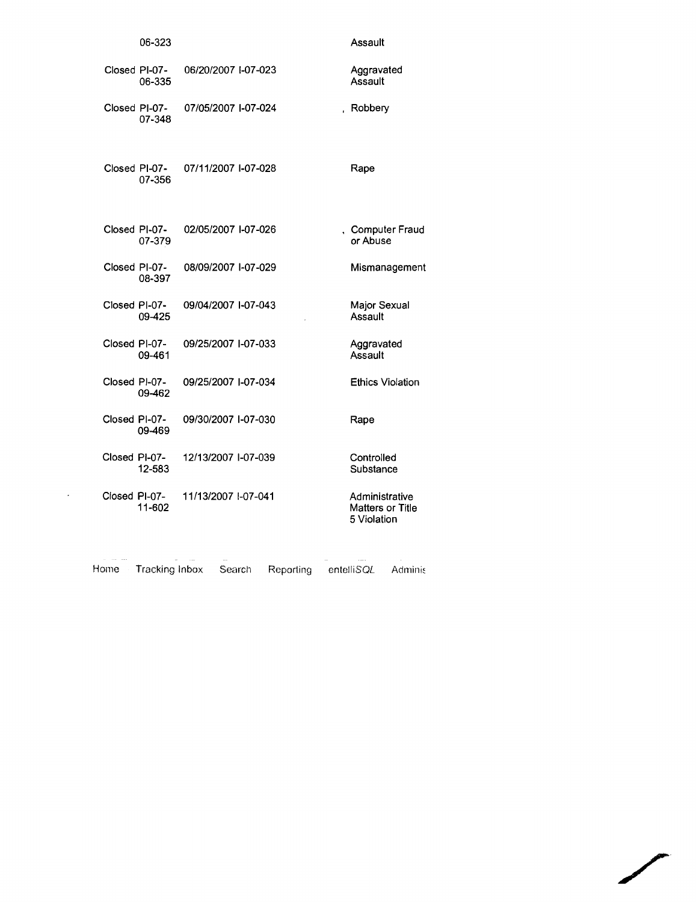| | | | | |
|---|---|---|---|---|
| | 06-323 | | | Assault |
| Closed | PI-07-06-335 | 06/20/2007 | I-07-023 | Aggravated Assault |
| Closed | PI-07-07-348 | 07/05/2007 | I-07-024 | Robbery |
| Closed | PI-07-07-356 | 07/11/2007 | I-07-028 | Rape |
| Closed | PI-07-07-379 | 02/05/2007 | I-07-026 | Computer Fraud or Abuse |
| Closed | PI-07-08-397 | 08/09/2007 | I-07-029 | Mismanagement |
| Closed | PI-07-09-425 | 09/04/2007 | I-07-043 | Major Sexual Assault |
| Closed | PI-07-09-461 | 09/25/2007 | I-07-033 | Aggravated Assault |
| Closed | PI-07-09-462 | 09/25/2007 | I-07-034 | Ethics Violation |
| Closed | PI-07-09-469 | 09/30/2007 | I-07-030 | Rape |
| Closed | PI-07-12-583 | 12/13/2007 | I-07-039 | Controlled Substance |
| Closed | PI-07-11-602 | 11/13/2007 | I-07-041 | Administrative Matters or Title 5 Violation |

Home Tracking Inbox Search Reporting entelliSQL Adminis